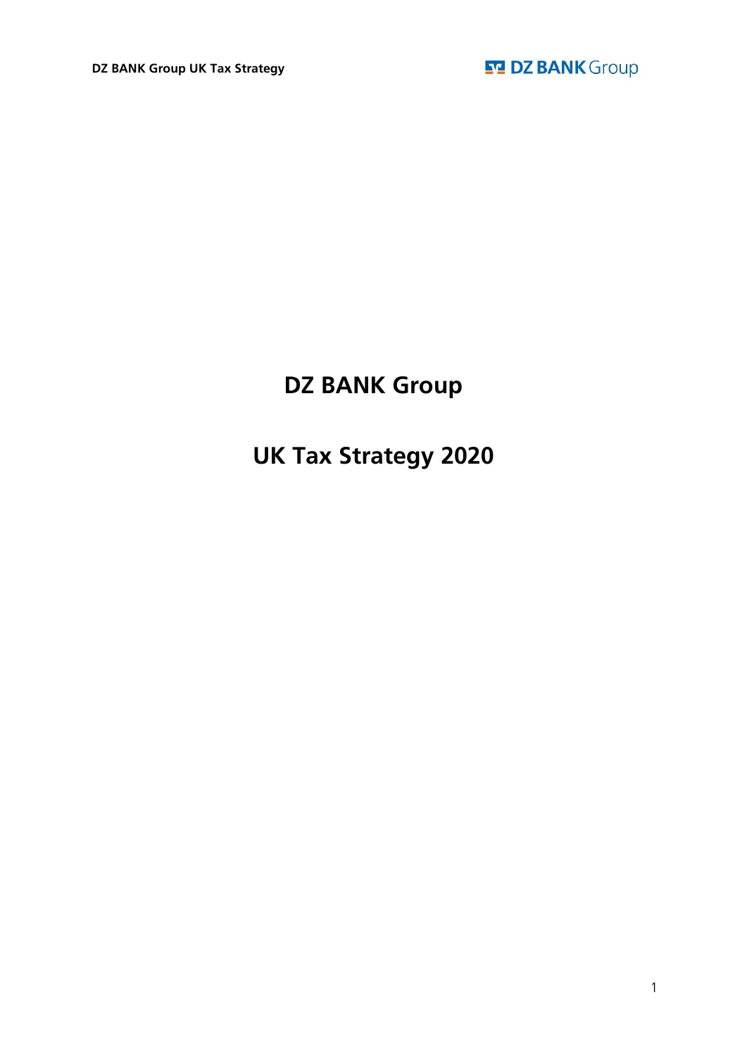# DZ BANK Group

# UK Tax Strategy 2020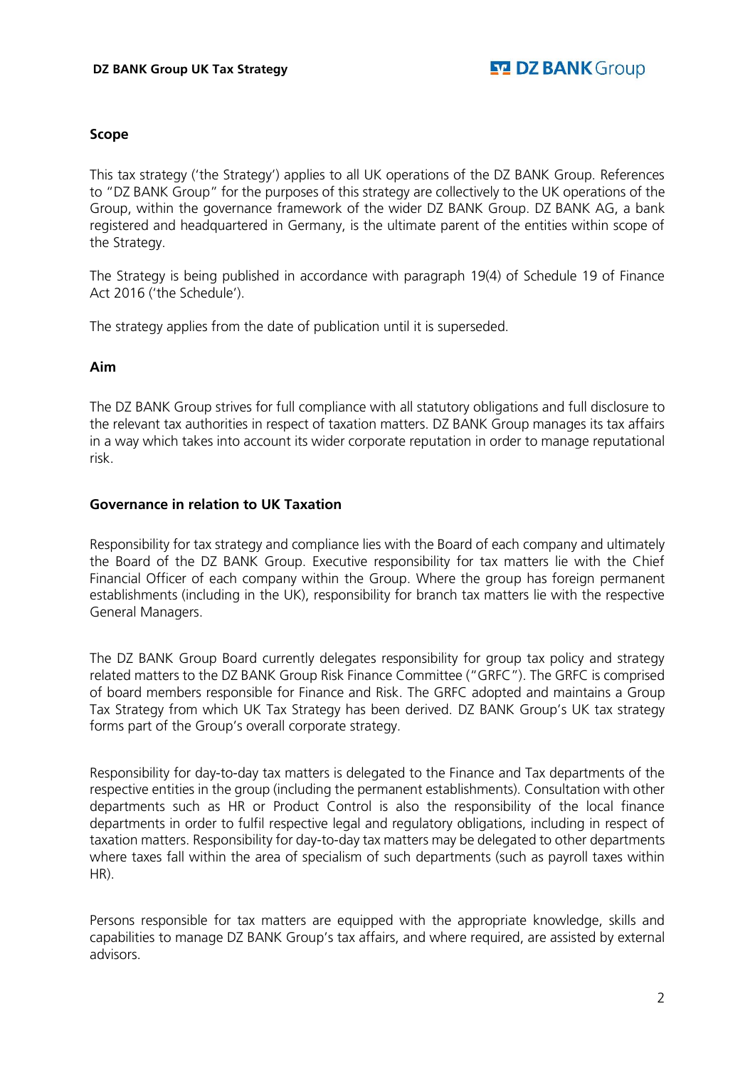## Scope

This tax strategy ('the Strategy') applies to all UK operations of the DZ BANK Group. References to "DZ BANK Group" for the purposes of this strategy are collectively to the UK operations of the Group, within the governance framework of the wider DZ BANK Group. DZ BANK AG, a bank registered and headquartered in Germany, is the ultimate parent of the entities within scope of the Strategy.

The Strategy is being published in accordance with paragraph 19(4) of Schedule 19 of Finance Act 2016 ('the Schedule').

The strategy applies from the date of publication until it is superseded.

## Aim

The DZ BANK Group strives for full compliance with all statutory obligations and full disclosure to the relevant tax authorities in respect of taxation matters. DZ BANK Group manages its tax affairs in a way which takes into account its wider corporate reputation in order to manage reputational risk.

## Governance in relation to UK Taxation

Responsibility for tax strategy and compliance lies with the Board of each company and ultimately the Board of the DZ BANK Group. Executive responsibility for tax matters lie with the Chief Financial Officer of each company within the Group. Where the group has foreign permanent establishments (including in the UK), responsibility for branch tax matters lie with the respective General Managers.

The DZ BANK Group Board currently delegates responsibility for group tax policy and strategy related matters to the DZ BANK Group Risk Finance Committee ("GRFC"). The GRFC is comprised of board members responsible for Finance and Risk. The GRFC adopted and maintains a Group Tax Strategy from which UK Tax Strategy has been derived. DZ BANK Group's UK tax strategy forms part of the Group's overall corporate strategy.

Responsibility for day-to-day tax matters is delegated to the Finance and Tax departments of the respective entities in the group (including the permanent establishments). Consultation with other departments such as HR or Product Control is also the responsibility of the local finance departments in order to fulfil respective legal and regulatory obligations, including in respect of taxation matters. Responsibility for day-to-day tax matters may be delegated to other departments where taxes fall within the area of specialism of such departments (such as payroll taxes within HR).

Persons responsible for tax matters are equipped with the appropriate knowledge, skills and capabilities to manage DZ BANK Group's tax affairs, and where required, are assisted by external advisors.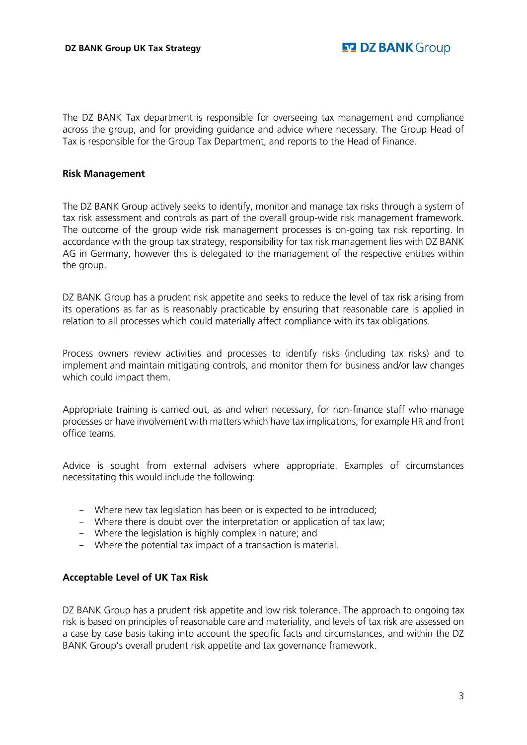The DZ BANK Tax department is responsible for overseeing tax management and compliance across the group, and for providing guidance and advice where necessary. The Group Head of Tax is responsible for the Group Tax Department, and reports to the Head of Finance.

**Risk Management**

The DZ BANK Group actively seeks to identify, monitor and manage tax risks through a system of tax risk assessment and controls as part of the overall group-wide risk management framework. The outcome of the group wide risk management processes is on-going tax risk reporting. In accordance with the group tax strategy, responsibility for tax risk management lies with DZ BANK AG in Germany, however this is delegated to the management of the respective entities within the group.

DZ BANK Group has a prudent risk appetite and seeks to reduce the level of tax risk arising from its operations as far as is reasonably practicable by ensuring that reasonable care is applied in relation to all processes which could materially affect compliance with its tax obligations.

Process owners review activities and processes to identify risks (including tax risks) and to implement and maintain mitigating controls, and monitor them for business and/or law changes which could impact them.

Appropriate training is carried out, as and when necessary, for non-finance staff who manage processes or have involvement with matters which have tax implications, for example HR and front office teams.

Advice is sought from external advisers where appropriate. Examples of circumstances necessitating this would include the following:

- Where new tax legislation has been or is expected to be introduced;
- Where there is doubt over the interpretation or application of tax law;
- Where the legislation is highly complex in nature; and
- Where the potential tax impact of a transaction is material.

**Acceptable Level of UK Tax Risk**

DZ BANK Group has a prudent risk appetite and low risk tolerance. The approach to ongoing tax risk is based on principles of reasonable care and materiality, and levels of tax risk are assessed on a case by case basis taking into account the specific facts and circumstances, and within the DZ BANK Group's overall prudent risk appetite and tax governance framework.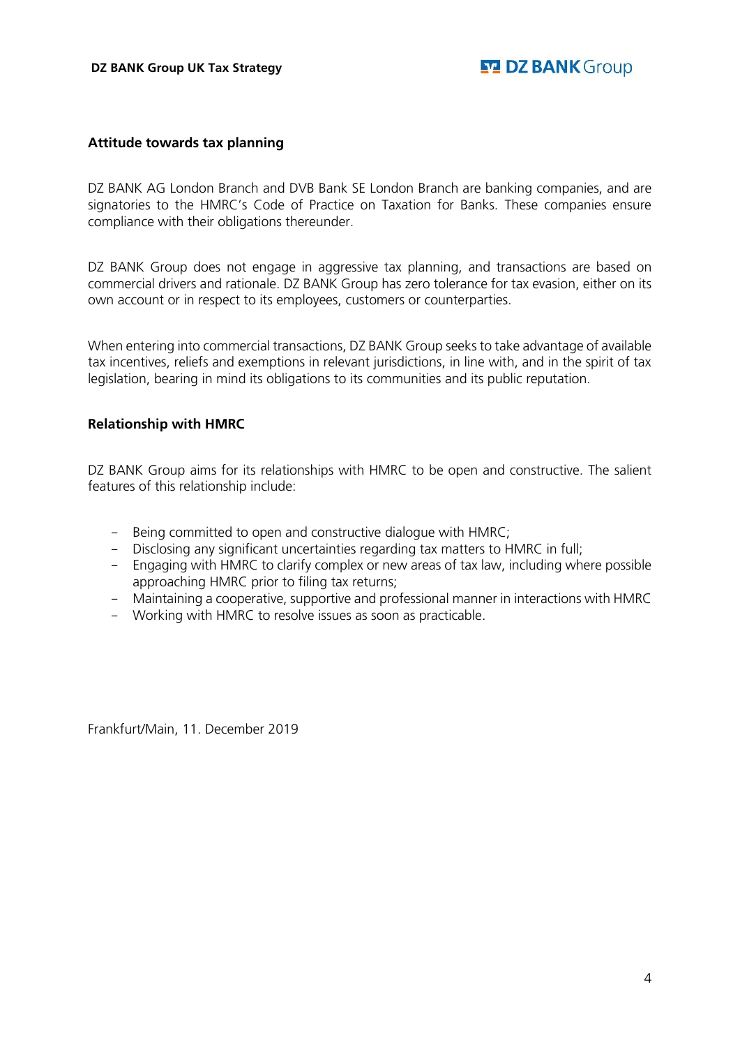## Attitude towards tax planning

DZ BANK AG London Branch and DVB Bank SE London Branch are banking companies, and are signatories to the HMRC's Code of Practice on Taxation for Banks. These companies ensure compliance with their obligations thereunder.

DZ BANK Group does not engage in aggressive tax planning, and transactions are based on commercial drivers and rationale. DZ BANK Group has zero tolerance for tax evasion, either on its own account or in respect to its employees, customers or counterparties.

When entering into commercial transactions, DZ BANK Group seeks to take advantage of available tax incentives, reliefs and exemptions in relevant jurisdictions, in line with, and in the spirit of tax legislation, bearing in mind its obligations to its communities and its public reputation.

## Relationship with HMRC

DZ BANK Group aims for its relationships with HMRC to be open and constructive. The salient features of this relationship include:

- Being committed to open and constructive dialogue with HMRC;
- Disclosing any significant uncertainties regarding tax matters to HMRC in full;
- Engaging with HMRC to clarify complex or new areas of tax law, including where possible approaching HMRC prior to filing tax returns;
- Maintaining a cooperative, supportive and professional manner in interactions with HMRC
- Working with HMRC to resolve issues as soon as practicable.

Frankfurt/Main, 11. December 2019